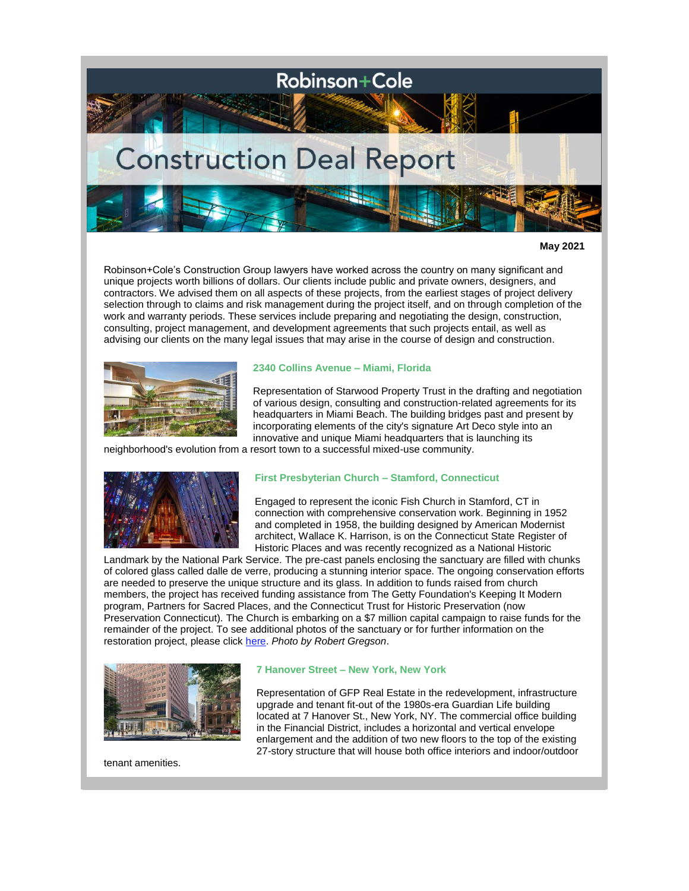# Robinson+Cole

# Construction Deal Report

**May 2021**

Robinson+Cole's Construction Group lawyers have worked across the country on many significant and unique projects worth billions of dollars. Our clients include public and private owners, designers, and contractors. We advised them on all aspects of these projects, from the earliest stages of project delivery selection through to claims and risk management during the project itself, and on through completion of the work and warranty periods. These services include preparing and negotiating the design, construction, consulting, project management, and development agreements that such projects entail, as well as advising our clients on the many legal issues that may arise in the course of design and construction.

### 2340 Collins Avenue – Miami, Florida

Representation of Starwood Property Trust in the drafting and negotiation of various design, consulting and construction-related agreements for its headquarters in Miami Beach. The building bridges past and present by incorporating elements of the city's signature Art Deco style into an innovative and unique Miami headquarters that is launching its neighborhood's evolution from a resort town to a successful mixed-use community.

### First Presbyterian Church – Stamford, Connecticut

Engaged to represent the iconic Fish Church in Stamford, CT in connection with comprehensive conservation work. Beginning in 1952 and completed in 1958, the building designed by American Modernist architect, Wallace K. Harrison, is on the Connecticut State Register of Historic Places and was recently recognized as a National Historic Landmark by the National Park Service. The pre-cast panels enclosing the sanctuary are filled with chunks of colored glass called dalle de verre, producing a stunning interior space. The ongoing conservation efforts are needed to preserve the unique structure and its glass. In addition to funds raised from church members, the project has received funding assistance from The Getty Foundation's Keeping It Modern program, Partners for Sacred Places, and the Connecticut Trust for Historic Preservation (now Preservation Connecticut). The Church is embarking on a $7 million capital campaign to raise funds for the remainder of the project. To see additional photos of the sanctuary or for further information on the restoration project, please click here. *Photo by Robert Gregson*.

### 7 Hanover Street – New York, New York

Representation of GFP Real Estate in the redevelopment, infrastructure upgrade and tenant fit-out of the 1980s-era Guardian Life building located at 7 Hanover St., New York, NY. The commercial office building in the Financial District, includes a horizontal and vertical envelope enlargement and the addition of two new floors to the top of the existing 27-story structure that will house both office interiors and indoor/outdoor tenant amenities.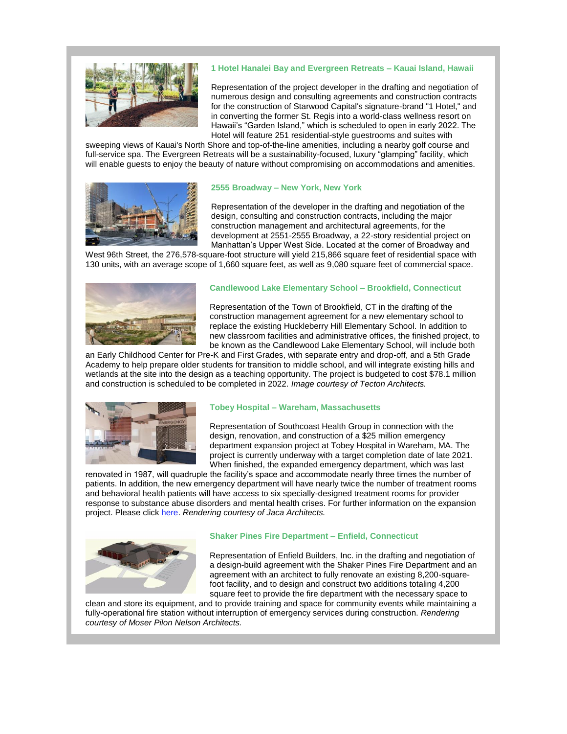### 1 Hotel Hanalei Bay and Evergreen Retreats – Kauai Island, Hawaii

Representation of the project developer in the drafting and negotiation of numerous design and consulting agreements and construction contracts for the construction of Starwood Capital's signature-brand "1 Hotel," and in converting the former St. Regis into a world-class wellness resort on Hawaii's "Garden Island," which is scheduled to open in early 2022. The Hotel will feature 251 residential-style guestrooms and suites with sweeping views of Kauai's North Shore and top-of-the-line amenities, including a nearby golf course and full-service spa. The Evergreen Retreats will be a sustainability-focused, luxury "glamping" facility, which will enable guests to enjoy the beauty of nature without compromising on accommodations and amenities.

### 2555 Broadway – New York, New York

Representation of the developer in the drafting and negotiation of the design, consulting and construction contracts, including the major construction management and architectural agreements, for the development at 2551-2555 Broadway, a 22-story residential project on Manhattan's Upper West Side. Located at the corner of Broadway and West 96th Street, the 276,578-square-foot structure will yield 215,866 square feet of residential space with 130 units, with an average scope of 1,660 square feet, as well as 9,080 square feet of commercial space.

### Candlewood Lake Elementary School – Brookfield, Connecticut

Representation of the Town of Brookfield, CT in the drafting of the construction management agreement for a new elementary school to replace the existing Huckleberry Hill Elementary School. In addition to new classroom facilities and administrative offices, the finished project, to be known as the Candlewood Lake Elementary School, will include both an Early Childhood Center for Pre-K and First Grades, with separate entry and drop-off, and a 5th Grade Academy to help prepare older students for transition to middle school, and will integrate existing hills and wetlands at the site into the design as a teaching opportunity. The project is budgeted to cost $78.1 million and construction is scheduled to be completed in 2022. *Image courtesy of Tecton Architects.*

### Tobey Hospital – Wareham, Massachusetts

Representation of Southcoast Health Group in connection with the design, renovation, and construction of a $25 million emergency department expansion project at Tobey Hospital in Wareham, MA. The project is currently underway with a target completion date of late 2021. When finished, the expanded emergency department, which was last renovated in 1987, will quadruple the facility's space and accommodate nearly three times the number of patients. In addition, the new emergency department will have nearly twice the number of treatment rooms and behavioral health patients will have access to six specially-designed treatment rooms for provider response to substance abuse disorders and mental health crises. For further information on the expansion project. Please click here. *Rendering courtesy of Jaca Architects.*

### Shaker Pines Fire Department – Enfield, Connecticut

Representation of Enfield Builders, Inc. in the drafting and negotiation of a design-build agreement with the Shaker Pines Fire Department and an agreement with an architect to fully renovate an existing 8,200-square-foot facility, and to design and construct two additions totaling 4,200 square feet to provide the fire department with the necessary space to clean and store its equipment, and to provide training and space for community events while maintaining a fully-operational fire station without interruption of emergency services during construction. *Rendering courtesy of Moser Pilon Nelson Architects.*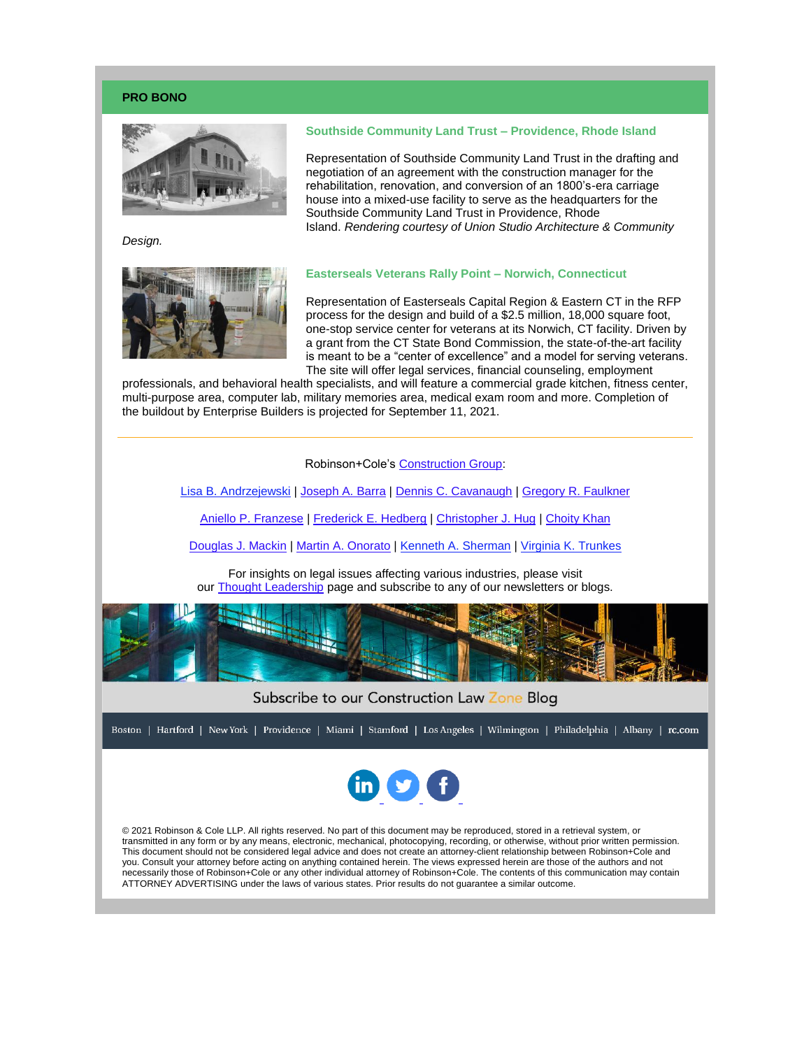## PRO BONO

### Southside Community Land Trust – Providence, Rhode Island

Representation of Southside Community Land Trust in the drafting and negotiation of an agreement with the construction manager for the rehabilitation, renovation, and conversion of an 1800's-era carriage house into a mixed-use facility to serve as the headquarters for the Southside Community Land Trust in Providence, Rhode Island. *Rendering courtesy of Union Studio Architecture & Community Design.*

### Easterseals Veterans Rally Point – Norwich, Connecticut

Representation of Easterseals Capital Region & Eastern CT in the RFP process for the design and build of a $2.5 million, 18,000 square foot, one-stop service center for veterans at its Norwich, CT facility. Driven by a grant from the CT State Bond Commission, the state-of-the-art facility is meant to be a "center of excellence" and a model for serving veterans. The site will offer legal services, financial counseling, employment professionals, and behavioral health specialists, and will feature a commercial grade kitchen, fitness center, multi-purpose area, computer lab, military memories area, medical exam room and more. Completion of the buildout by Enterprise Builders is projected for September 11, 2021.

---

Robinson+Cole's Construction Group:

Lisa B. Andrzejewski | Joseph A. Barra | Dennis C. Cavanaugh | Gregory R. Faulkner

Aniello P. Franzese | Frederick E. Hedberg | Christopher J. Hug | Choity Khan

Douglas J. Mackin | Martin A. Onorato | Kenneth A. Sherman | Virginia K. Trunkes

For insights on legal issues affecting various industries, please visit our Thought Leadership page and subscribe to any of our newsletters or blogs.

Subscribe to our Construction Law Zone Blog

Boston | Hartford | New York | Providence | Miami | Stamford | Los Angeles | Wilmington | Philadelphia | Albany | rc.com

© 2021 Robinson & Cole LLP. All rights reserved. No part of this document may be reproduced, stored in a retrieval system, or transmitted in any form or by any means, electronic, mechanical, photocopying, recording, or otherwise, without prior written permission. This document should not be considered legal advice and does not create an attorney-client relationship between Robinson+Cole and you. Consult your attorney before acting on anything contained herein. The views expressed herein are those of the authors and not necessarily those of Robinson+Cole or any other individual attorney of Robinson+Cole. The contents of this communication may contain ATTORNEY ADVERTISING under the laws of various states. Prior results do not guarantee a similar outcome.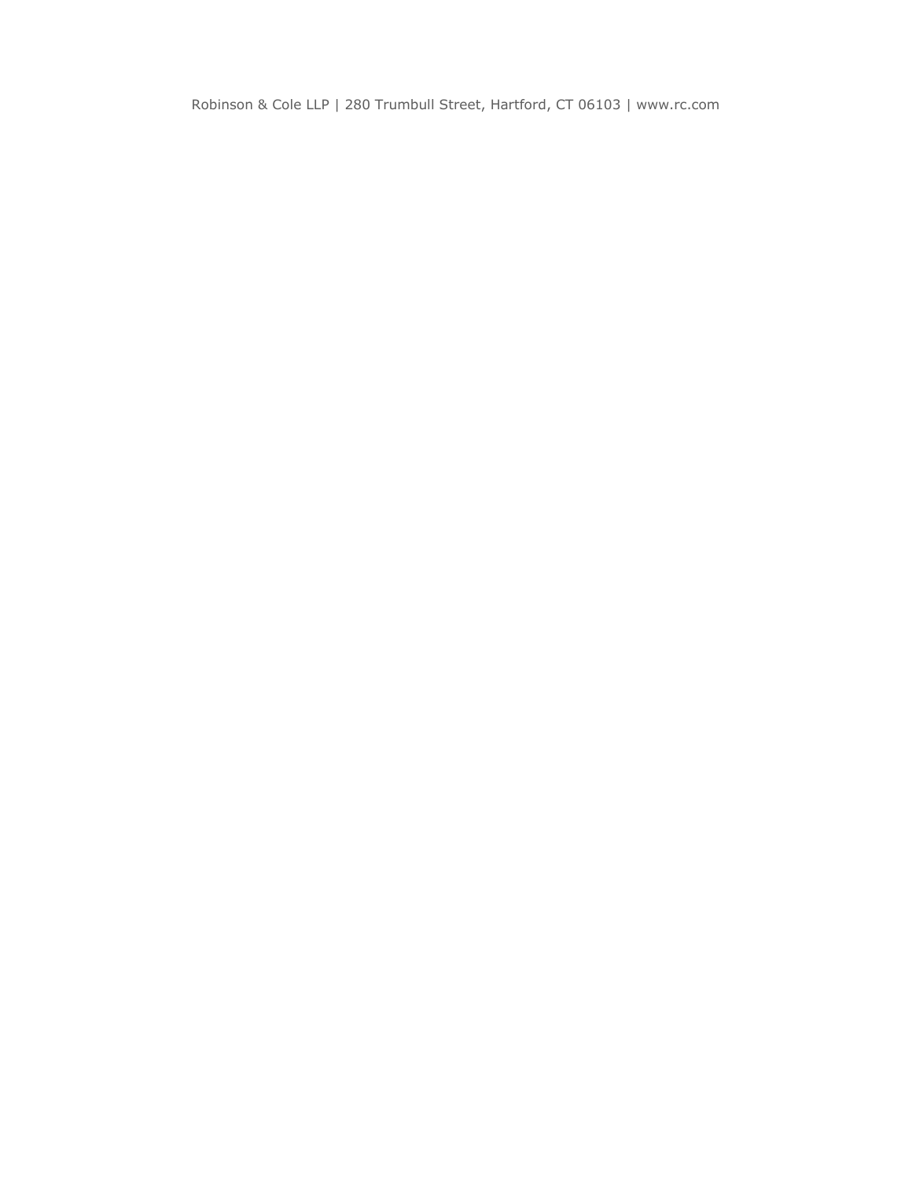Robinson & Cole LLP | 280 Trumbull Street, Hartford, CT 06103 | www.rc.com